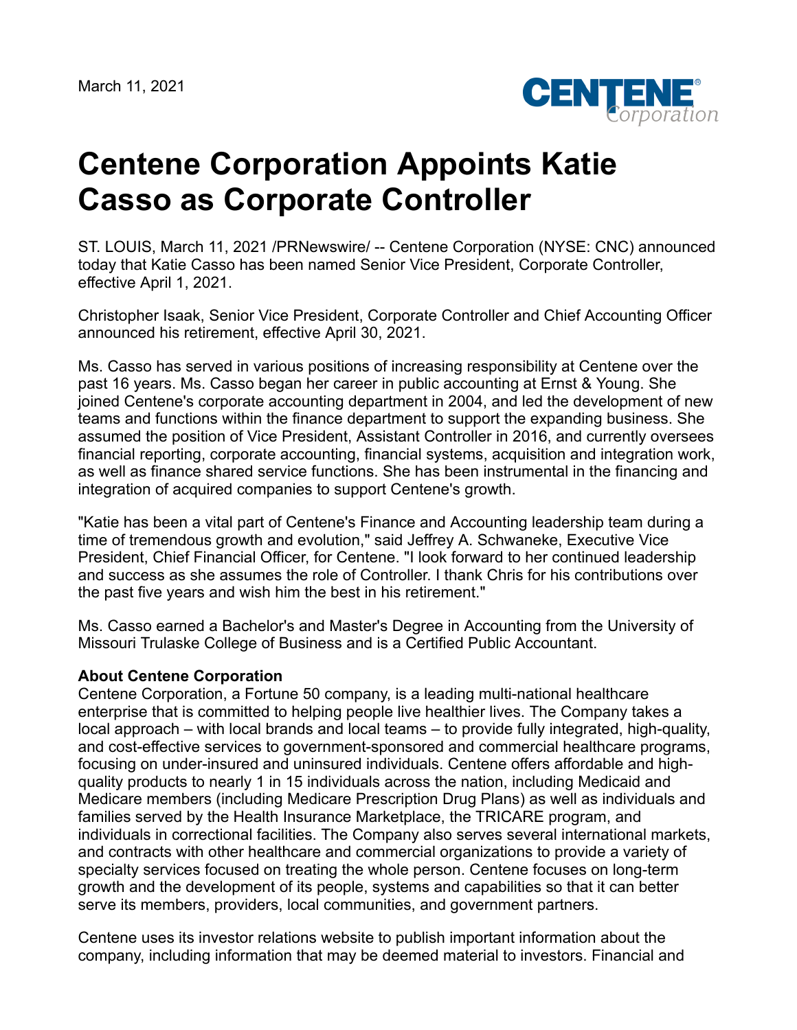March 11, 2021

# Centene Corporation Appoints Katie Casso as Corporate Controller

ST. LOUIS, March 11, 2021 /PRNewswire/ -- Centene Corporation (NYSE: CNC) announced today that Katie Casso has been named Senior Vice President, Corporate Controller, effective April 1, 2021.

Christopher Isaak, Senior Vice President, Corporate Controller and Chief Accounting Officer announced his retirement, effective April 30, 2021.

Ms. Casso has served in various positions of increasing responsibility at Centene over the past 16 years. Ms. Casso began her career in public accounting at Ernst & Young. She joined Centene's corporate accounting department in 2004, and led the development of new teams and functions within the finance department to support the expanding business. She assumed the position of Vice President, Assistant Controller in 2016, and currently oversees financial reporting, corporate accounting, financial systems, acquisition and integration work, as well as finance shared service functions. She has been instrumental in the financing and integration of acquired companies to support Centene's growth.

"Katie has been a vital part of Centene's Finance and Accounting leadership team during a time of tremendous growth and evolution," said Jeffrey A. Schwaneke, Executive Vice President, Chief Financial Officer, for Centene. "I look forward to her continued leadership and success as she assumes the role of Controller. I thank Chris for his contributions over the past five years and wish him the best in his retirement."

Ms. Casso earned a Bachelor's and Master's Degree in Accounting from the University of Missouri Trulaske College of Business and is a Certified Public Accountant.

**About Centene Corporation**

Centene Corporation, a Fortune 50 company, is a leading multi-national healthcare enterprise that is committed to helping people live healthier lives. The Company takes a local approach – with local brands and local teams – to provide fully integrated, high-quality, and cost-effective services to government-sponsored and commercial healthcare programs, focusing on under-insured and uninsured individuals. Centene offers affordable and high-quality products to nearly 1 in 15 individuals across the nation, including Medicaid and Medicare members (including Medicare Prescription Drug Plans) as well as individuals and families served by the Health Insurance Marketplace, the TRICARE program, and individuals in correctional facilities. The Company also serves several international markets, and contracts with other healthcare and commercial organizations to provide a variety of specialty services focused on treating the whole person. Centene focuses on long-term growth and the development of its people, systems and capabilities so that it can better serve its members, providers, local communities, and government partners.

Centene uses its investor relations website to publish important information about the company, including information that may be deemed material to investors. Financial and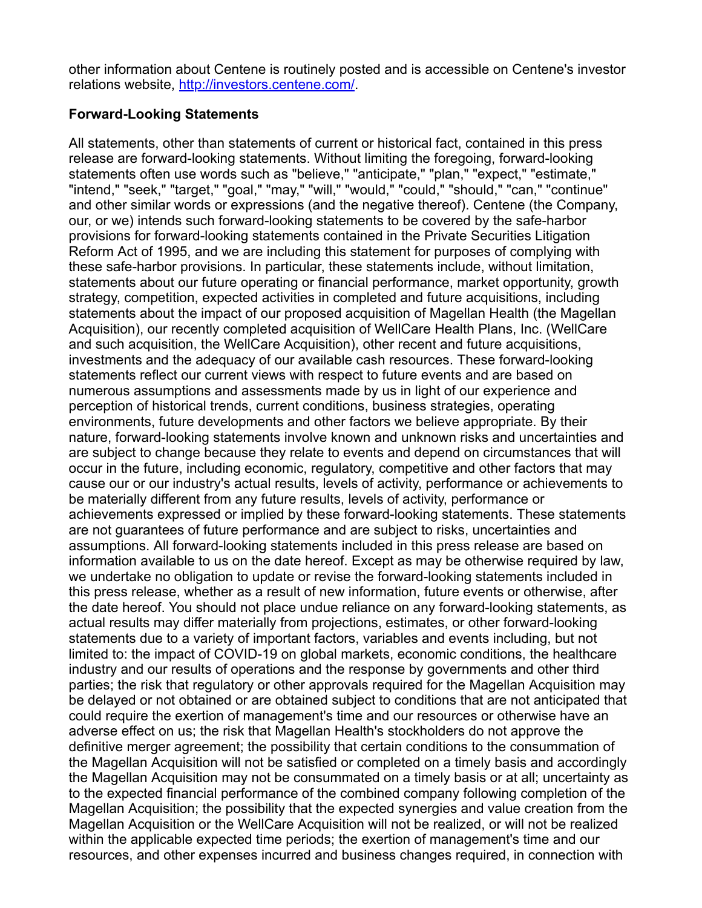other information about Centene is routinely posted and is accessible on Centene's investor relations website, [http://investors.centene.com/](http://investors.centene.com/).

**Forward-Looking Statements**

All statements, other than statements of current or historical fact, contained in this press release are forward-looking statements. Without limiting the foregoing, forward-looking statements often use words such as "believe," "anticipate," "plan," "expect," "estimate," "intend," "seek," "target," "goal," "may," "will," "would," "could," "should," "can," "continue" and other similar words or expressions (and the negative thereof). Centene (the Company, our, or we) intends such forward-looking statements to be covered by the safe-harbor provisions for forward-looking statements contained in the Private Securities Litigation Reform Act of 1995, and we are including this statement for purposes of complying with these safe-harbor provisions. In particular, these statements include, without limitation, statements about our future operating or financial performance, market opportunity, growth strategy, competition, expected activities in completed and future acquisitions, including statements about the impact of our proposed acquisition of Magellan Health (the Magellan Acquisition), our recently completed acquisition of WellCare Health Plans, Inc. (WellCare and such acquisition, the WellCare Acquisition), other recent and future acquisitions, investments and the adequacy of our available cash resources. These forward-looking statements reflect our current views with respect to future events and are based on numerous assumptions and assessments made by us in light of our experience and perception of historical trends, current conditions, business strategies, operating environments, future developments and other factors we believe appropriate. By their nature, forward-looking statements involve known and unknown risks and uncertainties and are subject to change because they relate to events and depend on circumstances that will occur in the future, including economic, regulatory, competitive and other factors that may cause our or our industry's actual results, levels of activity, performance or achievements to be materially different from any future results, levels of activity, performance or achievements expressed or implied by these forward-looking statements. These statements are not guarantees of future performance and are subject to risks, uncertainties and assumptions. All forward-looking statements included in this press release are based on information available to us on the date hereof. Except as may be otherwise required by law, we undertake no obligation to update or revise the forward-looking statements included in this press release, whether as a result of new information, future events or otherwise, after the date hereof. You should not place undue reliance on any forward-looking statements, as actual results may differ materially from projections, estimates, or other forward-looking statements due to a variety of important factors, variables and events including, but not limited to: the impact of COVID-19 on global markets, economic conditions, the healthcare industry and our results of operations and the response by governments and other third parties; the risk that regulatory or other approvals required for the Magellan Acquisition may be delayed or not obtained or are obtained subject to conditions that are not anticipated that could require the exertion of management's time and our resources or otherwise have an adverse effect on us; the risk that Magellan Health's stockholders do not approve the definitive merger agreement; the possibility that certain conditions to the consummation of the Magellan Acquisition will not be satisfied or completed on a timely basis and accordingly the Magellan Acquisition may not be consummated on a timely basis or at all; uncertainty as to the expected financial performance of the combined company following completion of the Magellan Acquisition; the possibility that the expected synergies and value creation from the Magellan Acquisition or the WellCare Acquisition will not be realized, or will not be realized within the applicable expected time periods; the exertion of management's time and our resources, and other expenses incurred and business changes required, in connection with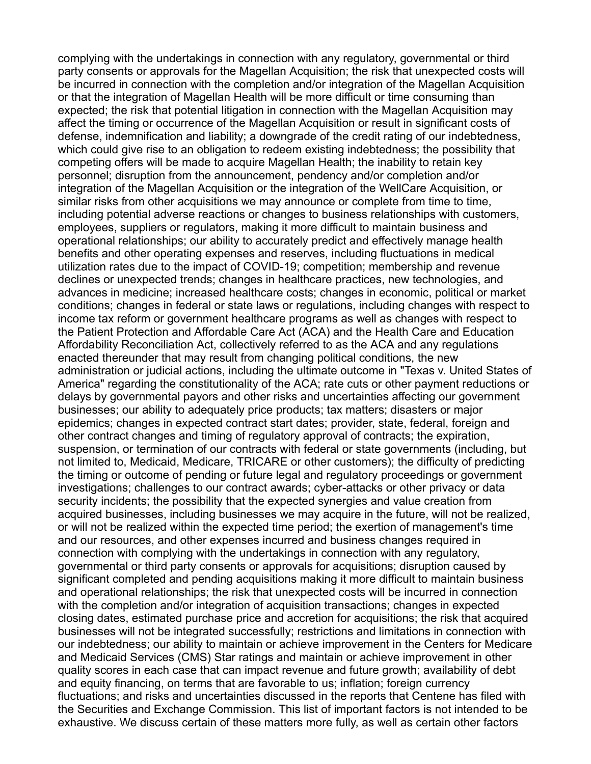complying with the undertakings in connection with any regulatory, governmental or third party consents or approvals for the Magellan Acquisition; the risk that unexpected costs will be incurred in connection with the completion and/or integration of the Magellan Acquisition or that the integration of Magellan Health will be more difficult or time consuming than expected; the risk that potential litigation in connection with the Magellan Acquisition may affect the timing or occurrence of the Magellan Acquisition or result in significant costs of defense, indemnification and liability; a downgrade of the credit rating of our indebtedness, which could give rise to an obligation to redeem existing indebtedness; the possibility that competing offers will be made to acquire Magellan Health; the inability to retain key personnel; disruption from the announcement, pendency and/or completion and/or integration of the Magellan Acquisition or the integration of the WellCare Acquisition, or similar risks from other acquisitions we may announce or complete from time to time, including potential adverse reactions or changes to business relationships with customers, employees, suppliers or regulators, making it more difficult to maintain business and operational relationships; our ability to accurately predict and effectively manage health benefits and other operating expenses and reserves, including fluctuations in medical utilization rates due to the impact of COVID-19; competition; membership and revenue declines or unexpected trends; changes in healthcare practices, new technologies, and advances in medicine; increased healthcare costs; changes in economic, political or market conditions; changes in federal or state laws or regulations, including changes with respect to income tax reform or government healthcare programs as well as changes with respect to the Patient Protection and Affordable Care Act (ACA) and the Health Care and Education Affordability Reconciliation Act, collectively referred to as the ACA and any regulations enacted thereunder that may result from changing political conditions, the new administration or judicial actions, including the ultimate outcome in "Texas v. United States of America" regarding the constitutionality of the ACA; rate cuts or other payment reductions or delays by governmental payors and other risks and uncertainties affecting our government businesses; our ability to adequately price products; tax matters; disasters or major epidemics; changes in expected contract start dates; provider, state, federal, foreign and other contract changes and timing of regulatory approval of contracts; the expiration, suspension, or termination of our contracts with federal or state governments (including, but not limited to, Medicaid, Medicare, TRICARE or other customers); the difficulty of predicting the timing or outcome of pending or future legal and regulatory proceedings or government investigations; challenges to our contract awards; cyber-attacks or other privacy or data security incidents; the possibility that the expected synergies and value creation from acquired businesses, including businesses we may acquire in the future, will not be realized, or will not be realized within the expected time period; the exertion of management's time and our resources, and other expenses incurred and business changes required in connection with complying with the undertakings in connection with any regulatory, governmental or third party consents or approvals for acquisitions; disruption caused by significant completed and pending acquisitions making it more difficult to maintain business and operational relationships; the risk that unexpected costs will be incurred in connection with the completion and/or integration of acquisition transactions; changes in expected closing dates, estimated purchase price and accretion for acquisitions; the risk that acquired businesses will not be integrated successfully; restrictions and limitations in connection with our indebtedness; our ability to maintain or achieve improvement in the Centers for Medicare and Medicaid Services (CMS) Star ratings and maintain or achieve improvement in other quality scores in each case that can impact revenue and future growth; availability of debt and equity financing, on terms that are favorable to us; inflation; foreign currency fluctuations; and risks and uncertainties discussed in the reports that Centene has filed with the Securities and Exchange Commission. This list of important factors is not intended to be exhaustive. We discuss certain of these matters more fully, as well as certain other factors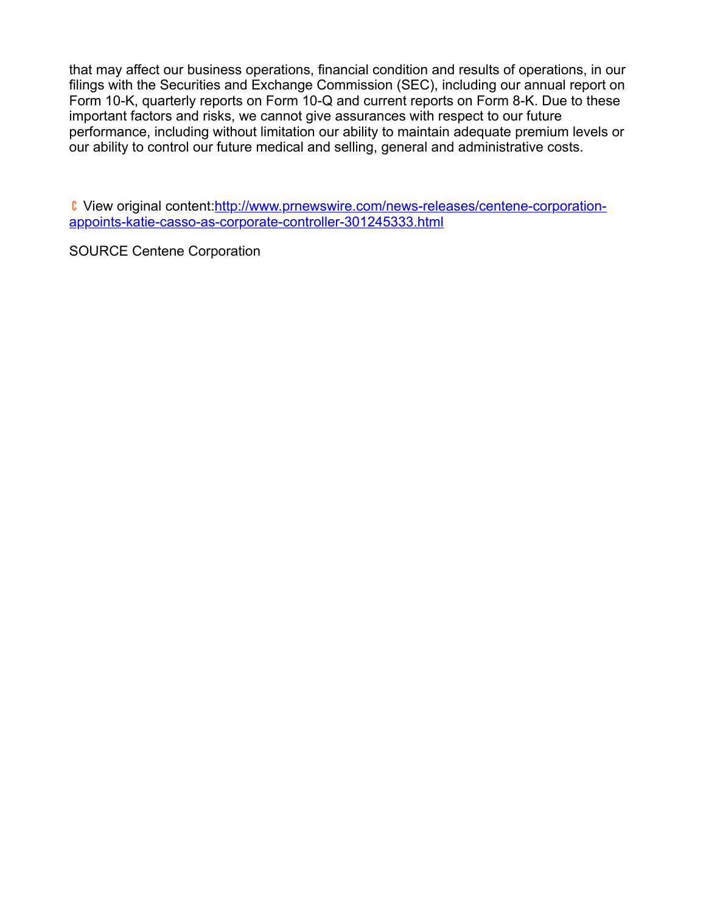that may affect our business operations, financial condition and results of operations, in our filings with the Securities and Exchange Commission (SEC), including our annual report on Form 10-K, quarterly reports on Form 10-Q and current reports on Form 8-K. Due to these important factors and risks, we cannot give assurances with respect to our future performance, including without limitation our ability to maintain adequate premium levels or our ability to control our future medical and selling, general and administrative costs.

View original content:[http://www.prnewswire.com/news-releases/centene-corporation-appoints-katie-casso-as-corporate-controller-301245333.html](http://www.prnewswire.com/news-releases/centene-corporation-appoints-katie-casso-as-corporate-controller-301245333.html)

SOURCE Centene Corporation